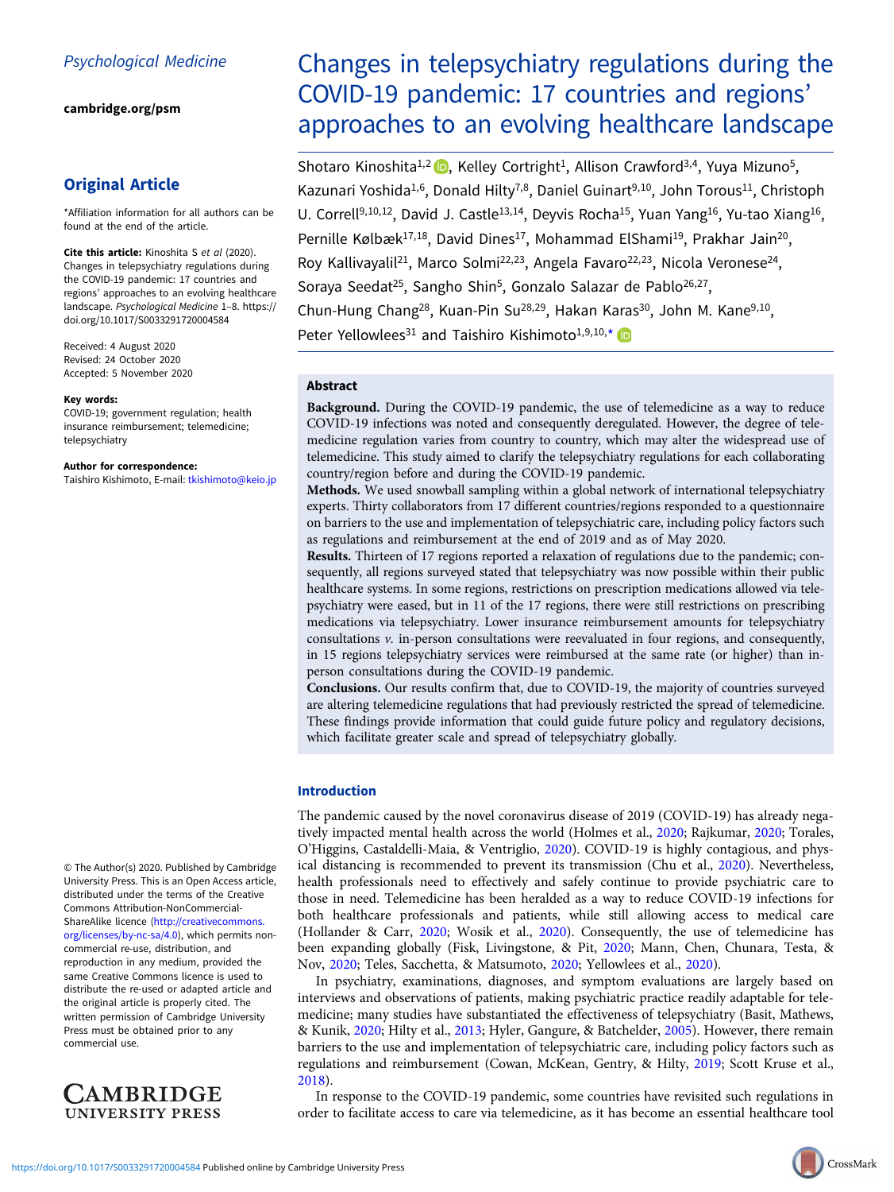Psychological Medicine

cambridge.org/psm

## Original Article

*Affiliation information for all authors can be found at the end of the article.

**Cite this article:** Kinoshita S *et al* (2020). Changes in telepsychiatry regulations during the COVID-19 pandemic: 17 countries and regions' approaches to an evolving healthcare landscape. *Psychological Medicine* 1–8. https://doi.org/10.1017/S0033291720004584

Received: 4 August 2020
Revised: 24 October 2020
Accepted: 5 November 2020

**Key words:**
COVID-19; government regulation; health insurance reimbursement; telemedicine; telepsychiatry

**Author for correspondence:**
Taishiro Kishimoto, E-mail: tkishimoto@keio.jp

© The Author(s) 2020. Published by Cambridge University Press. This is an Open Access article, distributed under the terms of the Creative Commons Attribution-NonCommercial-ShareAlike licence (http://creativecommons.org/licenses/by-nc-sa/4.0), which permits non-commercial re-use, distribution, and reproduction in any medium, provided the same Creative Commons licence is used to distribute the re-used or adapted article and the original article is properly cited. The written permission of Cambridge University Press must be obtained prior to any commercial use.

# Changes in telepsychiatry regulations during the COVID-19 pandemic: 17 countries and regions' approaches to an evolving healthcare landscape

Shotaro Kinoshita[1,2], Kelley Cortright[1], Allison Crawford[3,4], Yuya Mizuno[5], Kazunari Yoshida[1,6], Donald Hilty[7,8], Daniel Guinart[9,10], John Torous[11], Christoph U. Correll[9,10,12], David J. Castle[13,14], Deyvis Rocha[15], Yuan Yang[16], Yu-tao Xiang[16], Pernille Kølbæk[17,18], David Dines[17], Mohammad ElShami[19], Prakhar Jain[20], Roy Kallivayalil[21], Marco Solmi[22,23], Angela Favaro[22,23], Nicola Veronese[24], Soraya Seedat[25], Sangho Shin[5], Gonzalo Salazar de Pablo[26,27], Chun-Hung Chang[28], Kuan-Pin Su[28,29], Hakan Karas[30], John M. Kane[9,10], Peter Yellowlees[31] and Taishiro Kishimoto[1,9,10,*]

## Abstract

**Background.** During the COVID-19 pandemic, the use of telemedicine as a way to reduce COVID-19 infections was noted and consequently deregulated. However, the degree of telemedicine regulation varies from country to country, which may alter the widespread use of telemedicine. This study aimed to clarify the telepsychiatry regulations for each collaborating country/region before and during the COVID-19 pandemic.

**Methods.** We used snowball sampling within a global network of international telepsychiatry experts. Thirty collaborators from 17 different countries/regions responded to a questionnaire on barriers to the use and implementation of telepsychiatric care, including policy factors such as regulations and reimbursement at the end of 2019 and as of May 2020.

**Results.** Thirteen of 17 regions reported a relaxation of regulations due to the pandemic; consequently, all regions surveyed stated that telepsychiatry was now possible within their public healthcare systems. In some regions, restrictions on prescription medications allowed via telepsychiatry were eased, but in 11 of the 17 regions, there were still restrictions on prescribing medications via telepsychiatry. Lower insurance reimbursement amounts for telepsychiatry consultations *v.* in-person consultations were reevaluated in four regions, and consequently, in 15 regions telepsychiatry services were reimbursed at the same rate (or higher) than in-person consultations during the COVID-19 pandemic.

**Conclusions.** Our results confirm that, due to COVID-19, the majority of countries surveyed are altering telemedicine regulations that had previously restricted the spread of telemedicine. These findings provide information that could guide future policy and regulatory decisions, which facilitate greater scale and spread of telepsychiatry globally.

## Introduction

The pandemic caused by the novel coronavirus disease of 2019 (COVID-19) has already negatively impacted mental health across the world (Holmes et al., 2020; Rajkumar, 2020; Torales, O'Higgins, Castaldelli-Maia, & Ventriglio, 2020). COVID-19 is highly contagious, and physical distancing is recommended to prevent its transmission (Chu et al., 2020). Nevertheless, health professionals need to effectively and safely continue to provide psychiatric care to those in need. Telemedicine has been heralded as a way to reduce COVID-19 infections for both healthcare professionals and patients, while still allowing access to medical care (Hollander & Carr, 2020; Wosik et al., 2020). Consequently, the use of telemedicine has been expanding globally (Fisk, Livingstone, & Pit, 2020; Mann, Chen, Chunara, Testa, & Nov, 2020; Teles, Sacchetta, & Matsumoto, 2020; Yellowlees et al., 2020).

In psychiatry, examinations, diagnoses, and symptom evaluations are largely based on interviews and observations of patients, making psychiatric practice readily adaptable for telemedicine; many studies have substantiated the effectiveness of telepsychiatry (Basit, Mathews, & Kunik, 2020; Hilty et al., 2013; Hyler, Gangure, & Batchelder, 2005). However, there remain barriers to the use and implementation of telepsychiatric care, including policy factors such as regulations and reimbursement (Cowan, McKean, Gentry, & Hilty, 2019; Scott Kruse et al., 2018).

In response to the COVID-19 pandemic, some countries have revisited such regulations in order to facilitate access to care via telemedicine, as it has become an essential healthcare tool

https://doi.org/10.1017/S0033291720004584 Published online by Cambridge University Press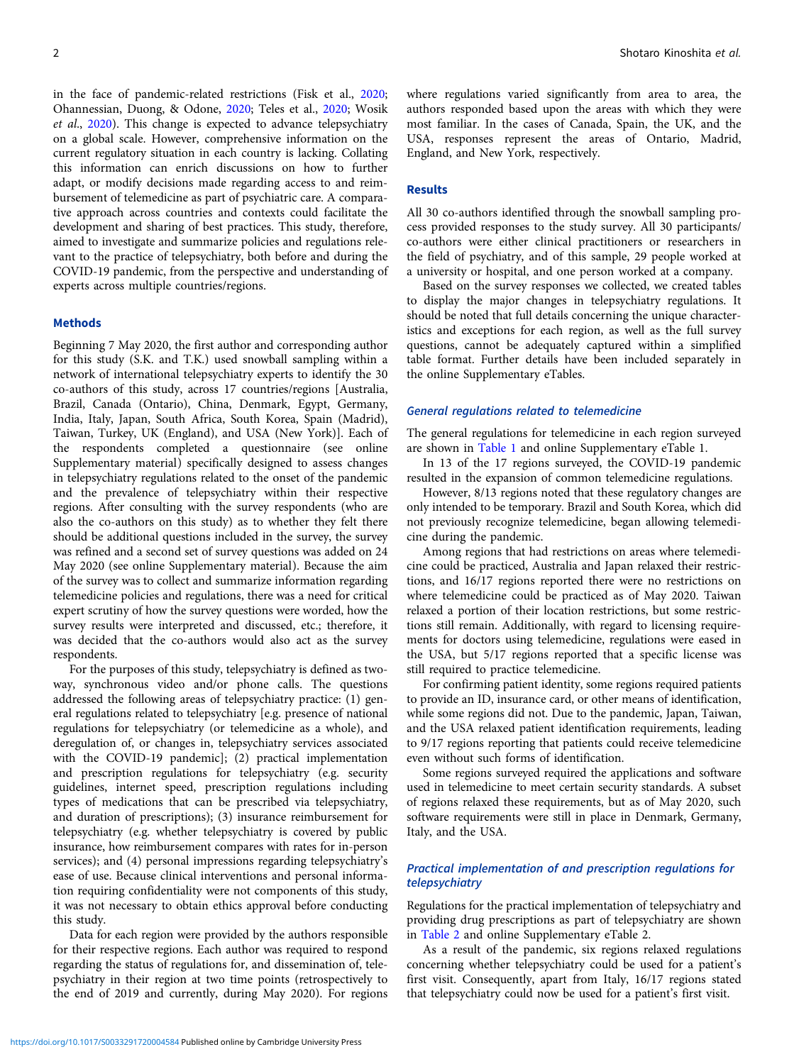in the face of pandemic-related restrictions (Fisk et al., 2020; Ohannessian, Duong, & Odone, 2020; Teles et al., 2020; Wosik et al., 2020). This change is expected to advance telepsychiatry on a global scale. However, comprehensive information on the current regulatory situation in each country is lacking. Collating this information can enrich discussions on how to further adapt, or modify decisions made regarding access to and reimbursement of telemedicine as part of psychiatric care. A comparative approach across countries and contexts could facilitate the development and sharing of best practices. This study, therefore, aimed to investigate and summarize policies and regulations relevant to the practice of telepsychiatry, both before and during the COVID-19 pandemic, from the perspective and understanding of experts across multiple countries/regions.

## Methods

Beginning 7 May 2020, the first author and corresponding author for this study (S.K. and T.K.) used snowball sampling within a network of international telepsychiatry experts to identify the 30 co-authors of this study, across 17 countries/regions [Australia, Brazil, Canada (Ontario), China, Denmark, Egypt, Germany, India, Italy, Japan, South Africa, South Korea, Spain (Madrid), Taiwan, Turkey, UK (England), and USA (New York)]. Each of the respondents completed a questionnaire (see online Supplementary material) specifically designed to assess changes in telepsychiatry regulations related to the onset of the pandemic and the prevalence of telepsychiatry within their respective regions. After consulting with the survey respondents (who are also the co-authors on this study) as to whether they felt there should be additional questions included in the survey, the survey was refined and a second set of survey questions was added on 24 May 2020 (see online Supplementary material). Because the aim of the survey was to collect and summarize information regarding telemedicine policies and regulations, there was a need for critical expert scrutiny of how the survey questions were worded, how the survey results were interpreted and discussed, etc.; therefore, it was decided that the co-authors would also act as the survey respondents.

For the purposes of this study, telepsychiatry is defined as two-way, synchronous video and/or phone calls. The questions addressed the following areas of telepsychiatry practice: (1) general regulations related to telepsychiatry [e.g. presence of national regulations for telepsychiatry (or telemedicine as a whole), and deregulation of, or changes in, telepsychiatry services associated with the COVID-19 pandemic]; (2) practical implementation and prescription regulations for telepsychiatry (e.g. security guidelines, internet speed, prescription regulations including types of medications that can be prescribed via telepsychiatry, and duration of prescriptions); (3) insurance reimbursement for telepsychiatry (e.g. whether telepsychiatry is covered by public insurance, how reimbursement compares with rates for in-person services); and (4) personal impressions regarding telepsychiatry's ease of use. Because clinical interventions and personal information requiring confidentiality were not components of this study, it was not necessary to obtain ethics approval before conducting this study.

Data for each region were provided by the authors responsible for their respective regions. Each author was required to respond regarding the status of regulations for, and dissemination of, telepsychiatry in their region at two time points (retrospectively to the end of 2019 and currently, during May 2020). For regions where regulations varied significantly from area to area, the authors responded based upon the areas with which they were most familiar. In the cases of Canada, Spain, the UK, and the USA, responses represent the areas of Ontario, Madrid, England, and New York, respectively.

## Results

All 30 co-authors identified through the snowball sampling process provided responses to the study survey. All 30 participants/co-authors were either clinical practitioners or researchers in the field of psychiatry, and of this sample, 29 people worked at a university or hospital, and one person worked at a company.

Based on the survey responses we collected, we created tables to display the major changes in telepsychiatry regulations. It should be noted that full details concerning the unique characteristics and exceptions for each region, as well as the full survey questions, cannot be adequately captured within a simplified table format. Further details have been included separately in the online Supplementary eTables.

### *General regulations related to telemedicine*

The general regulations for telemedicine in each region surveyed are shown in Table 1 and online Supplementary eTable 1.

In 13 of the 17 regions surveyed, the COVID-19 pandemic resulted in the expansion of common telemedicine regulations.

However, 8/13 regions noted that these regulatory changes are only intended to be temporary. Brazil and South Korea, which did not previously recognize telemedicine, began allowing telemedicine during the pandemic.

Among regions that had restrictions on areas where telemedicine could be practiced, Australia and Japan relaxed their restrictions, and 16/17 regions reported there were no restrictions on where telemedicine could be practiced as of May 2020. Taiwan relaxed a portion of their location restrictions, but some restrictions still remain. Additionally, with regard to licensing requirements for doctors using telemedicine, regulations were eased in the USA, but 5/17 regions reported that a specific license was still required to practice telemedicine.

For confirming patient identity, some regions required patients to provide an ID, insurance card, or other means of identification, while some regions did not. Due to the pandemic, Japan, Taiwan, and the USA relaxed patient identification requirements, leading to 9/17 regions reporting that patients could receive telemedicine even without such forms of identification.

Some regions surveyed required the applications and software used in telemedicine to meet certain security standards. A subset of regions relaxed these requirements, but as of May 2020, such software requirements were still in place in Denmark, Germany, Italy, and the USA.

### *Practical implementation of and prescription regulations for telepsychiatry*

Regulations for the practical implementation of telepsychiatry and providing drug prescriptions as part of telepsychiatry are shown in Table 2 and online Supplementary eTable 2.

As a result of the pandemic, six regions relaxed regulations concerning whether telepsychiatry could be used for a patient's first visit. Consequently, apart from Italy, 16/17 regions stated that telepsychiatry could now be used for a patient's first visit.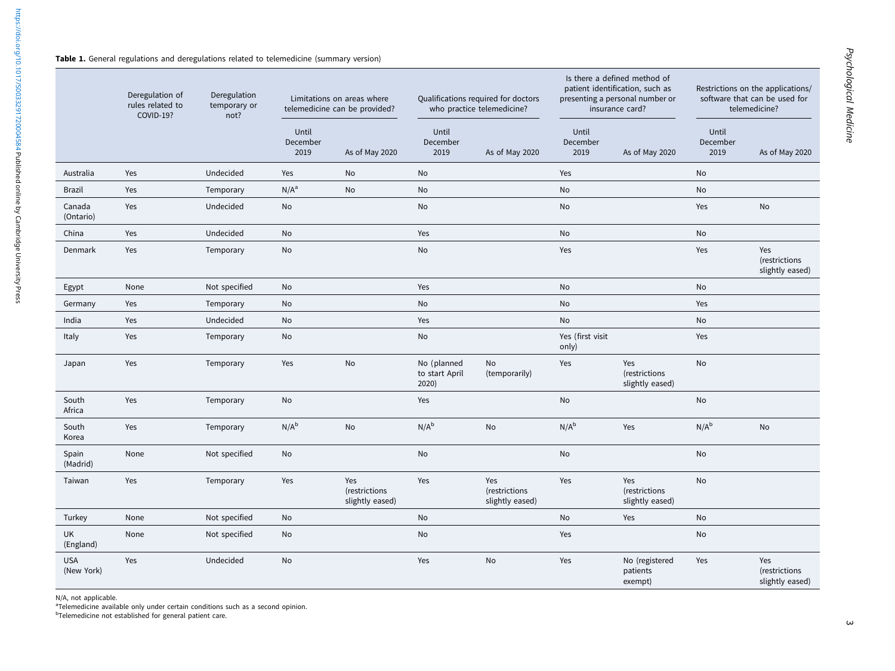**Table 1.** General regulations and deregulations related to telemedicine (summary version)

| | Deregulation of rules related to COVID-19? | Deregulation temporary or not? | Limitations on areas where telemedicine can be provided? | | Qualifications required for doctors who practice telemedicine? | | Is there a defined method of patient identification, such as presenting a personal number or insurance card? | | Restrictions on the applications/ software that can be used for telemedicine? | |
|---|---|---|---|---|---|---|---|---|---|---|
| | | | Until December 2019 | As of May 2020 | Until December 2019 | As of May 2020 | Until December 2019 | As of May 2020 | Until December 2019 | As of May 2020 |
| Australia | Yes | Undecided | Yes | No | No | | Yes | | No | |
| Brazil | Yes | Temporary | N/A[a] | No | No | | No | | No | |
| Canada (Ontario) | Yes | Undecided | No | | No | | No | | Yes | No |
| China | Yes | Undecided | No | | Yes | | No | | No | |
| Denmark | Yes | Temporary | No | | No | | Yes | | Yes | Yes (restrictions slightly eased) |
| Egypt | None | Not specified | No | | Yes | | No | | No | |
| Germany | Yes | Temporary | No | | No | | No | | Yes | |
| India | Yes | Undecided | No | | Yes | | No | | No | |
| Italy | Yes | Temporary | No | | No | | Yes (first visit only) | | Yes | |
| Japan | Yes | Temporary | Yes | No | No (planned to start April 2020) | No (temporarily) | Yes | Yes (restrictions slightly eased) | No | |
| South Africa | Yes | Temporary | No | | Yes | | No | | No | |
| South Korea | Yes | Temporary | N/A[b] | No | N/A[b] | No | N/A[b] | Yes | N/A[b] | No |
| Spain (Madrid) | None | Not specified | No | | No | | No | | No | |
| Taiwan | Yes | Temporary | Yes | Yes (restrictions slightly eased) | Yes | Yes (restrictions slightly eased) | Yes | Yes (restrictions slightly eased) | No | |
| Turkey | None | Not specified | No | | No | | No | Yes | No | |
| UK (England) | None | Not specified | No | | No | | Yes | | No | |
| USA (New York) | Yes | Undecided | No | | Yes | No | Yes | No (registered patients exempt) | Yes | Yes (restrictions slightly eased) |

N/A, not applicable.
[a]Telemedicine available only under certain conditions such as a second opinion.
[b]Telemedicine not established for general patient care.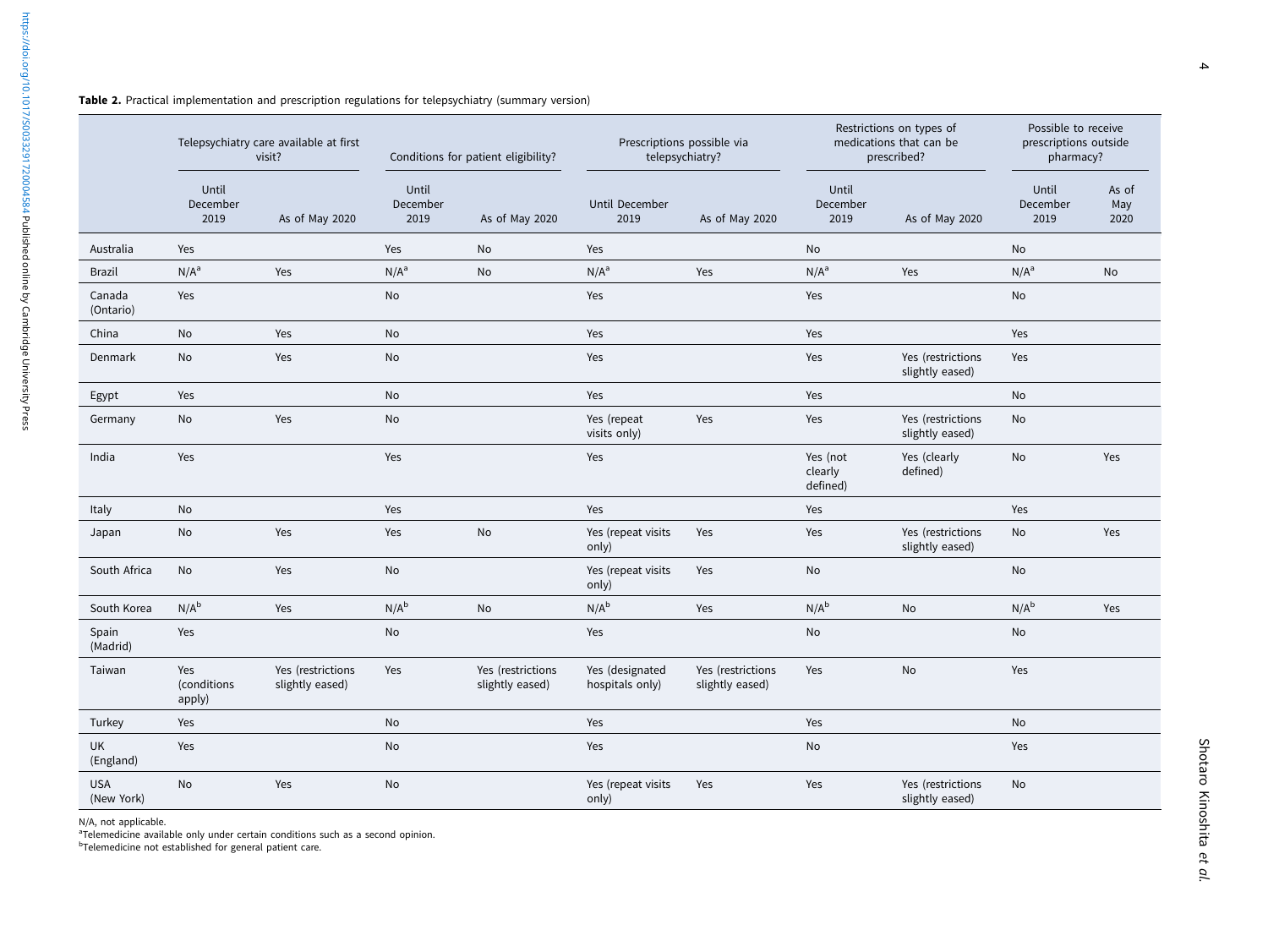**Table 2.** Practical implementation and prescription regulations for telepsychiatry (summary version)

| | Telepsychiatry care available at first visit? | | Conditions for patient eligibility? | | Prescriptions possible via telepsychiatry? | | Restrictions on types of medications that can be prescribed? | | Possible to receive prescriptions outside pharmacy? | |
|---|---|---|---|---|---|---|---|---|---|---|
| | Until December 2019 | As of May 2020 | Until December 2019 | As of May 2020 | Until December 2019 | As of May 2020 | Until December 2019 | As of May 2020 | Until December 2019 | As of May 2020 |
| Australia | Yes | | Yes | No | Yes | | No | | No | |
| Brazil | N/A[a] | Yes | N/A[a] | No | N/A[a] | Yes | N/A[a] | Yes | N/A[a] | No |
| Canada (Ontario) | Yes | | No | | Yes | | Yes | | No | |
| China | No | Yes | No | | Yes | | Yes | | Yes | |
| Denmark | No | Yes | No | | Yes | | Yes | Yes (restrictions slightly eased) | Yes | |
| Egypt | Yes | | No | | Yes | | Yes | | No | |
| Germany | No | Yes | No | | Yes (repeat visits only) | Yes | Yes | Yes (restrictions slightly eased) | No | |
| India | Yes | | Yes | | Yes | | Yes (not clearly defined) | Yes (clearly defined) | No | Yes |
| Italy | No | | Yes | | Yes | | Yes | | Yes | |
| Japan | No | Yes | Yes | No | Yes (repeat visits only) | Yes | Yes | Yes (restrictions slightly eased) | No | Yes |
| South Africa | No | Yes | No | | Yes (repeat visits only) | Yes | No | | No | |
| South Korea | N/A[b] | Yes | N/A[b] | No | N/A[b] | Yes | N/A[b] | No | N/A[b] | Yes |
| Spain (Madrid) | Yes | | No | | Yes | | No | | No | |
| Taiwan | Yes (conditions apply) | Yes (restrictions slightly eased) | Yes | Yes (restrictions slightly eased) | Yes (designated hospitals only) | Yes (restrictions slightly eased) | Yes | No | Yes | |
| Turkey | Yes | | No | | Yes | | Yes | | No | |
| UK (England) | Yes | | No | | Yes | | No | | Yes | |
| USA (New York) | No | Yes | No | | Yes (repeat visits only) | Yes | Yes | Yes (restrictions slightly eased) | No | |

N/A, not applicable.
[a]Telemedicine available only under certain conditions such as a second opinion.
[b]Telemedicine not established for general patient care.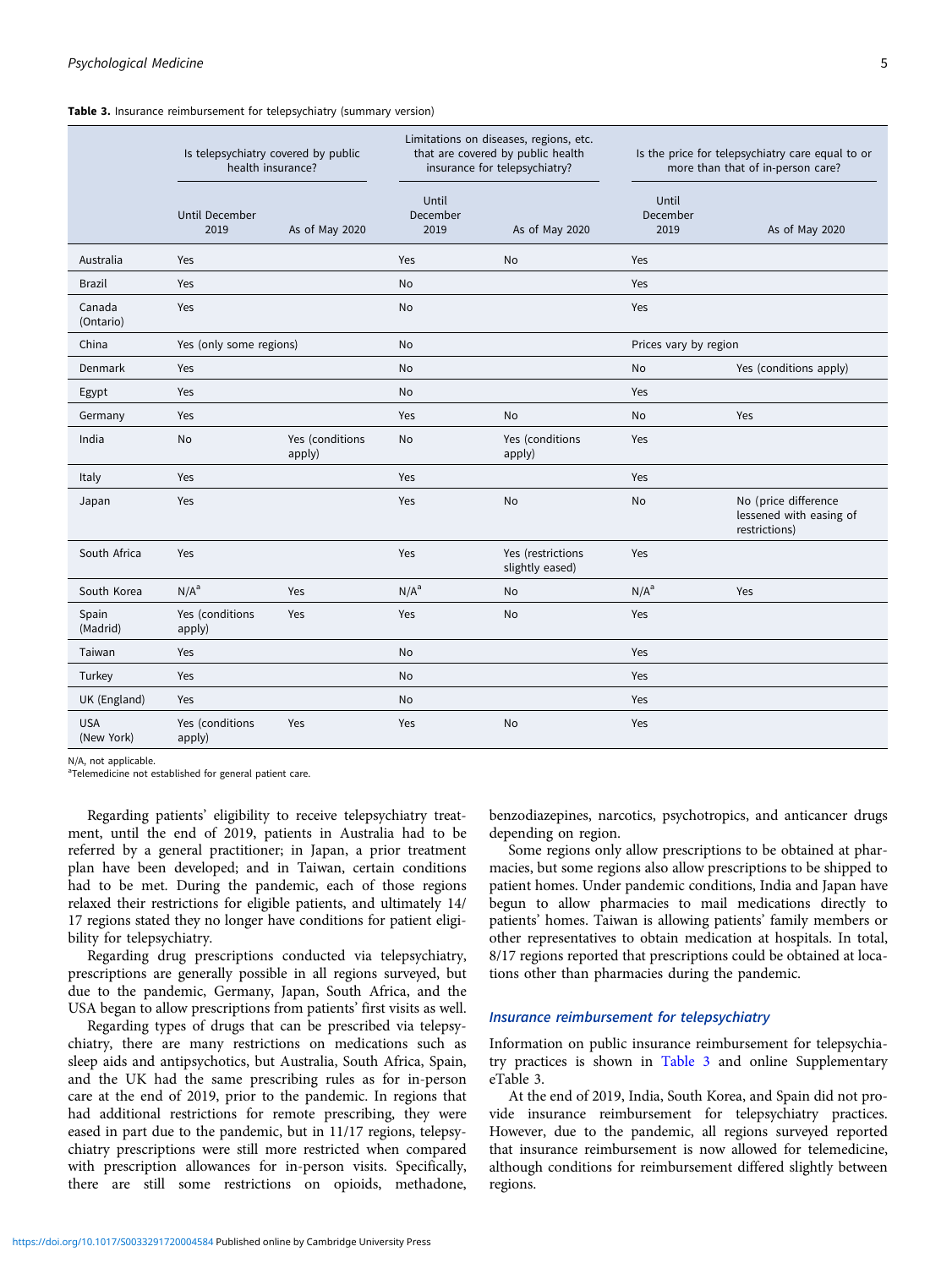**Table 3.** Insurance reimbursement for telepsychiatry (summary version)

| | Is telepsychiatry covered by public health insurance? | | Limitations on diseases, regions, etc. that are covered by public health insurance for telepsychiatry? | | Is the price for telepsychiatry care equal to or more than that of in-person care? | |
|---|---|---|---|---|---|---|
| | Until December 2019 | As of May 2020 | Until December 2019 | As of May 2020 | Until December 2019 | As of May 2020 |
| Australia | Yes | | Yes | No | Yes | |
| Brazil | Yes | | No | | Yes | |
| Canada (Ontario) | Yes | | No | | Yes | |
| China | Yes (only some regions) | | No | | Prices vary by region | |
| Denmark | Yes | | No | | No | Yes (conditions apply) |
| Egypt | Yes | | No | | Yes | |
| Germany | Yes | | Yes | No | No | Yes |
| India | No | Yes (conditions apply) | No | Yes (conditions apply) | Yes | |
| Italy | Yes | | Yes | | Yes | |
| Japan | Yes | | Yes | No | No | No (price difference lessened with easing of restrictions) |
| South Africa | Yes | | Yes | Yes (restrictions slightly eased) | Yes | |
| South Korea | N/A[a] | Yes | N/A[a] | No | N/A[a] | Yes |
| Spain (Madrid) | Yes (conditions apply) | Yes | Yes | No | Yes | |
| Taiwan | Yes | | No | | Yes | |
| Turkey | Yes | | No | | Yes | |
| UK (England) | Yes | | No | | Yes | |
| USA (New York) | Yes (conditions apply) | Yes | Yes | No | Yes | |

N/A, not applicable.
[a]Telemedicine not established for general patient care.

Regarding patients' eligibility to receive telepsychiatry treatment, until the end of 2019, patients in Australia had to be referred by a general practitioner; in Japan, a prior treatment plan have been developed; and in Taiwan, certain conditions had to be met. During the pandemic, each of those regions relaxed their restrictions for eligible patients, and ultimately 14/17 regions stated they no longer have conditions for patient eligibility for telepsychiatry.

Regarding drug prescriptions conducted via telepsychiatry, prescriptions are generally possible in all regions surveyed, but due to the pandemic, Germany, Japan, South Africa, and the USA began to allow prescriptions from patients' first visits as well.

Regarding types of drugs that can be prescribed via telepsychiatry, there are many restrictions on medications such as sleep aids and antipsychotics, but Australia, South Africa, Spain, and the UK had the same prescribing rules as for in-person care at the end of 2019, prior to the pandemic. In regions that had additional restrictions for remote prescribing, they were eased in part due to the pandemic, but in 11/17 regions, telepsychiatry prescriptions were still more restricted when compared with prescription allowances for in-person visits. Specifically, there are still some restrictions on opioids, methadone, benzodiazepines, narcotics, psychotropics, and anticancer drugs depending on region.

Some regions only allow prescriptions to be obtained at pharmacies, but some regions also allow prescriptions to be shipped to patient homes. Under pandemic conditions, India and Japan have begun to allow pharmacies to mail medications directly to patients' homes. Taiwan is allowing patients' family members or other representatives to obtain medication at hospitals. In total, 8/17 regions reported that prescriptions could be obtained at locations other than pharmacies during the pandemic.

### Insurance reimbursement for telepsychiatry

Information on public insurance reimbursement for telepsychiatry practices is shown in Table 3 and online Supplementary eTable 3.

At the end of 2019, India, South Korea, and Spain did not provide insurance reimbursement for telepsychiatry practices. However, due to the pandemic, all regions surveyed reported that insurance reimbursement is now allowed for telemedicine, although conditions for reimbursement differed slightly between regions.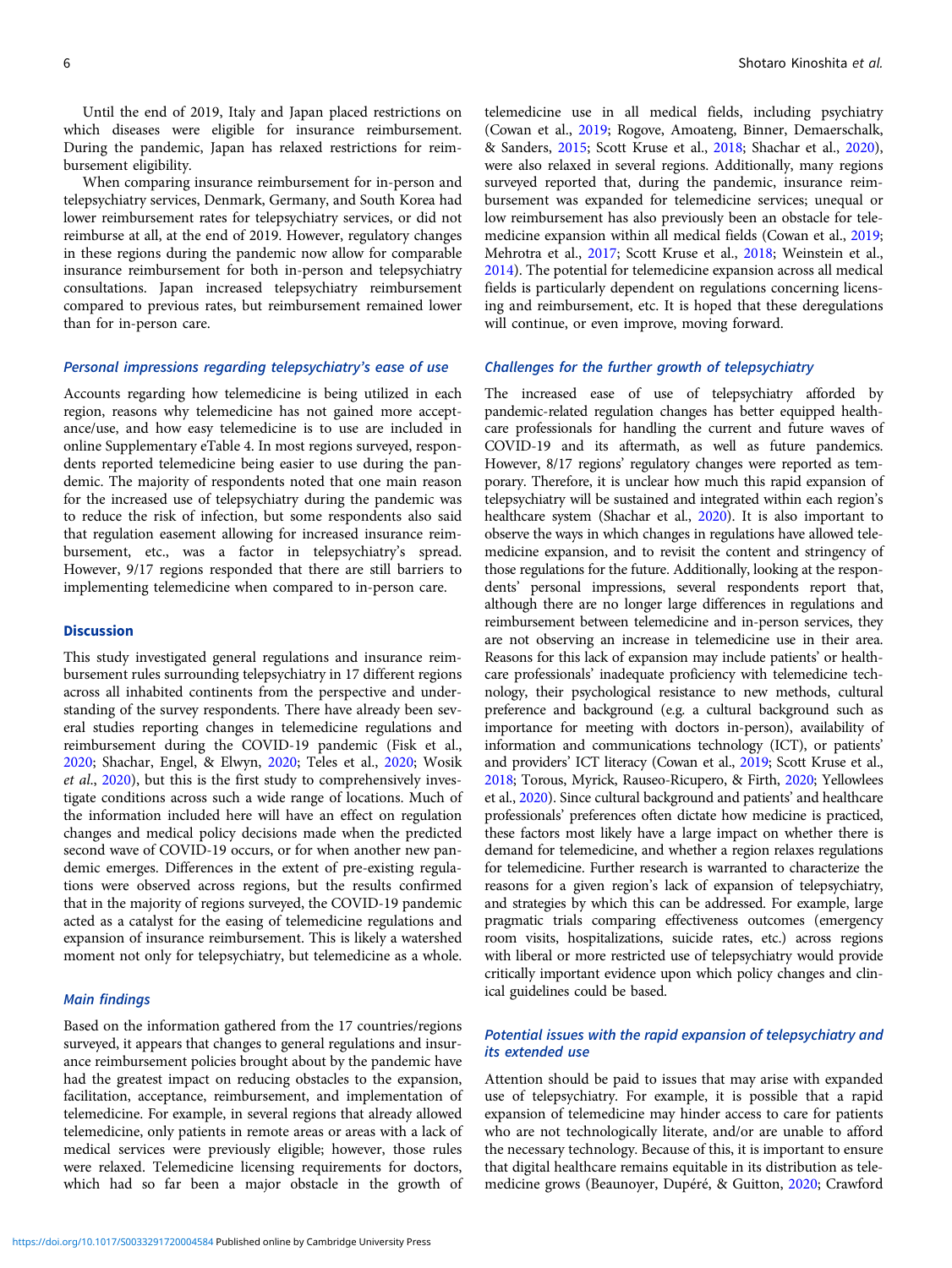Until the end of 2019, Italy and Japan placed restrictions on which diseases were eligible for insurance reimbursement. During the pandemic, Japan has relaxed restrictions for reimbursement eligibility.

When comparing insurance reimbursement for in-person and telepsychiatry services, Denmark, Germany, and South Korea had lower reimbursement rates for telepsychiatry services, or did not reimburse at all, at the end of 2019. However, regulatory changes in these regions during the pandemic now allow for comparable insurance reimbursement for both in-person and telepsychiatry consultations. Japan increased telepsychiatry reimbursement compared to previous rates, but reimbursement remained lower than for in-person care.

### *Personal impressions regarding telepsychiatry's ease of use*

Accounts regarding how telemedicine is being utilized in each region, reasons why telemedicine has not gained more acceptance/use, and how easy telemedicine is to use are included in online Supplementary eTable 4. In most regions surveyed, respondents reported telemedicine being easier to use during the pandemic. The majority of respondents noted that one main reason for the increased use of telepsychiatry during the pandemic was to reduce the risk of infection, but some respondents also said that regulation easement allowing for increased insurance reimbursement, etc., was a factor in telepsychiatry's spread. However, 9/17 regions responded that there are still barriers to implementing telemedicine when compared to in-person care.

## Discussion

This study investigated general regulations and insurance reimbursement rules surrounding telepsychiatry in 17 different regions across all inhabited continents from the perspective and understanding of the survey respondents. There have already been several studies reporting changes in telemedicine regulations and reimbursement during the COVID-19 pandemic (Fisk et al., 2020; Shachar, Engel, & Elwyn, 2020; Teles et al., 2020; Wosik *et al.*, 2020), but this is the first study to comprehensively investigate conditions across such a wide range of locations. Much of the information included here will have an effect on regulation changes and medical policy decisions made when the predicted second wave of COVID-19 occurs, or for when another new pandemic emerges. Differences in the extent of pre-existing regulations were observed across regions, but the results confirmed that in the majority of regions surveyed, the COVID-19 pandemic acted as a catalyst for the easing of telemedicine regulations and expansion of insurance reimbursement. This is likely a watershed moment not only for telepsychiatry, but telemedicine as a whole.

### *Main findings*

Based on the information gathered from the 17 countries/regions surveyed, it appears that changes to general regulations and insurance reimbursement policies brought about by the pandemic have had the greatest impact on reducing obstacles to the expansion, facilitation, acceptance, reimbursement, and implementation of telemedicine. For example, in several regions that already allowed telemedicine, only patients in remote areas or areas with a lack of medical services were previously eligible; however, those rules were relaxed. Telemedicine licensing requirements for doctors, which had so far been a major obstacle in the growth of telemedicine use in all medical fields, including psychiatry (Cowan et al., 2019; Rogove, Amoateng, Binner, Demaerschalk, & Sanders, 2015; Scott Kruse et al., 2018; Shachar et al., 2020), were also relaxed in several regions. Additionally, many regions surveyed reported that, during the pandemic, insurance reimbursement was expanded for telemedicine services; unequal or low reimbursement has also previously been an obstacle for telemedicine expansion within all medical fields (Cowan et al., 2019; Mehrotra et al., 2017; Scott Kruse et al., 2018; Weinstein et al., 2014). The potential for telemedicine expansion across all medical fields is particularly dependent on regulations concerning licensing and reimbursement, etc. It is hoped that these deregulations will continue, or even improve, moving forward.

### *Challenges for the further growth of telepsychiatry*

The increased ease of use of telepsychiatry afforded by pandemic-related regulation changes has better equipped healthcare professionals for handling the current and future waves of COVID-19 and its aftermath, as well as future pandemics. However, 8/17 regions' regulatory changes were reported as temporary. Therefore, it is unclear how much this rapid expansion of telepsychiatry will be sustained and integrated within each region's healthcare system (Shachar et al., 2020). It is also important to observe the ways in which changes in regulations have allowed telemedicine expansion, and to revisit the content and stringency of those regulations for the future. Additionally, looking at the respondents' personal impressions, several respondents report that, although there are no longer large differences in regulations and reimbursement between telemedicine and in-person services, they are not observing an increase in telemedicine use in their area. Reasons for this lack of expansion may include patients' or healthcare professionals' inadequate proficiency with telemedicine technology, their psychological resistance to new methods, cultural preference and background (e.g. a cultural background such as importance for meeting with doctors in-person), availability of information and communications technology (ICT), or patients' and providers' ICT literacy (Cowan et al., 2019; Scott Kruse et al., 2018; Torous, Myrick, Rauseo-Ricupero, & Firth, 2020; Yellowlees et al., 2020). Since cultural background and patients' and healthcare professionals' preferences often dictate how medicine is practiced, these factors most likely have a large impact on whether there is demand for telemedicine, and whether a region relaxes regulations for telemedicine. Further research is warranted to characterize the reasons for a given region's lack of expansion of telepsychiatry, and strategies by which this can be addressed. For example, large pragmatic trials comparing effectiveness outcomes (emergency room visits, hospitalizations, suicide rates, etc.) across regions with liberal or more restricted use of telepsychiatry would provide critically important evidence upon which policy changes and clinical guidelines could be based.

### *Potential issues with the rapid expansion of telepsychiatry and its extended use*

Attention should be paid to issues that may arise with expanded use of telepsychiatry. For example, it is possible that a rapid expansion of telemedicine may hinder access to care for patients who are not technologically literate, and/or are unable to afford the necessary technology. Because of this, it is important to ensure that digital healthcare remains equitable in its distribution as telemedicine grows (Beaunoyer, Dupéré, & Guitton, 2020; Crawford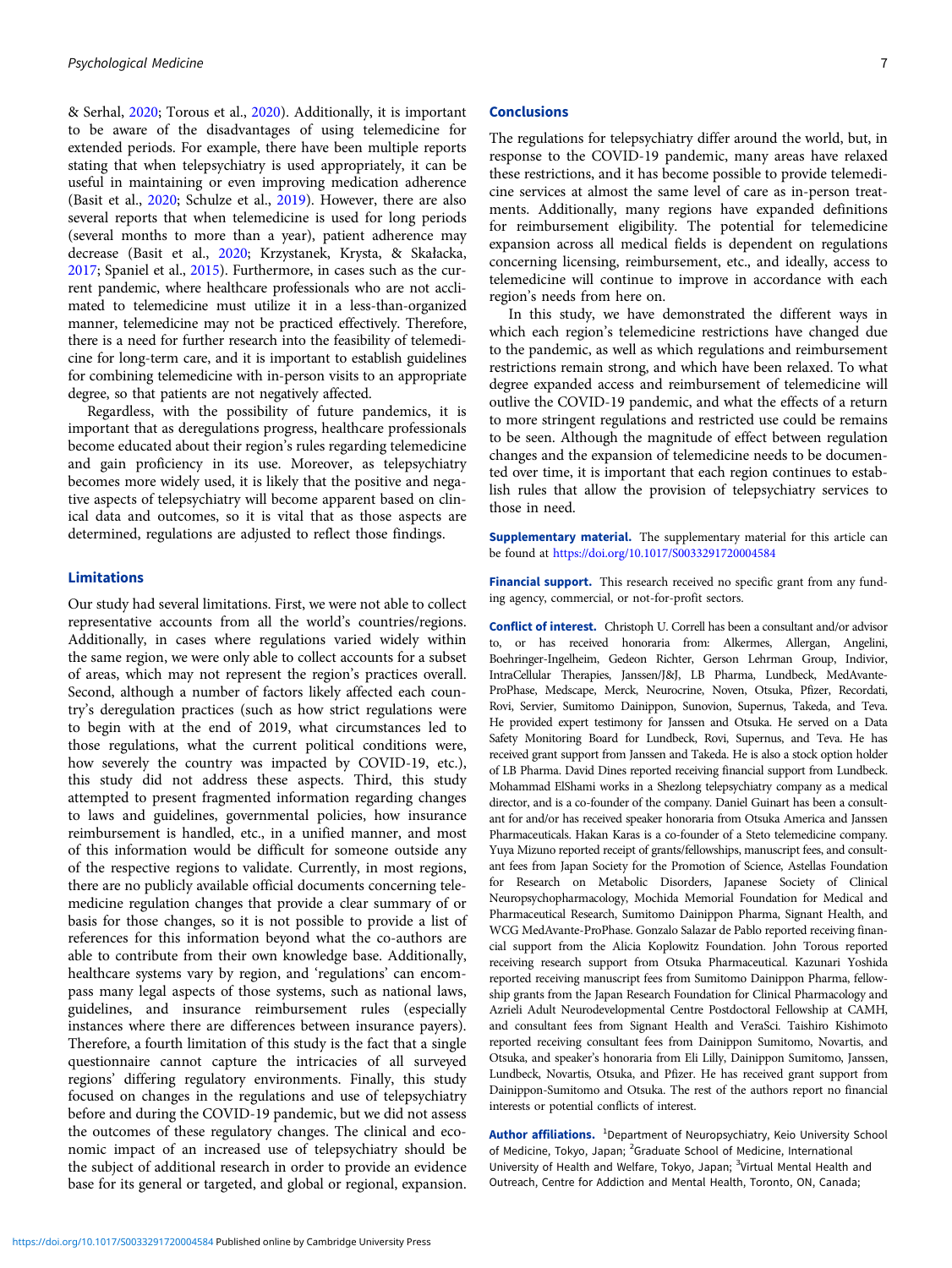& Serhal, 2020; Torous et al., 2020). Additionally, it is important to be aware of the disadvantages of using telemedicine for extended periods. For example, there have been multiple reports stating that when telepsychiatry is used appropriately, it can be useful in maintaining or even improving medication adherence (Basit et al., 2020; Schulze et al., 2019). However, there are also several reports that when telemedicine is used for long periods (several months to more than a year), patient adherence may decrease (Basit et al., 2020; Krzystanek, Krysta, & Skałacka, 2017; Spaniel et al., 2015). Furthermore, in cases such as the current pandemic, where healthcare professionals who are not acclimated to telemedicine must utilize it in a less-than-organized manner, telemedicine may not be practiced effectively. Therefore, there is a need for further research into the feasibility of telemedicine for long-term care, and it is important to establish guidelines for combining telemedicine with in-person visits to an appropriate degree, so that patients are not negatively affected.

Regardless, with the possibility of future pandemics, it is important that as deregulations progress, healthcare professionals become educated about their region's rules regarding telemedicine and gain proficiency in its use. Moreover, as telepsychiatry becomes more widely used, it is likely that the positive and negative aspects of telepsychiatry will become apparent based on clinical data and outcomes, so it is vital that as those aspects are determined, regulations are adjusted to reflect those findings.

## Limitations

Our study had several limitations. First, we were not able to collect representative accounts from all the world's countries/regions. Additionally, in cases where regulations varied widely within the same region, we were only able to collect accounts for a subset of areas, which may not represent the region's practices overall. Second, although a number of factors likely affected each country's deregulation practices (such as how strict regulations were to begin with at the end of 2019, what circumstances led to those regulations, what the current political conditions were, how severely the country was impacted by COVID-19, etc.), this study did not address these aspects. Third, this study attempted to present fragmented information regarding changes to laws and guidelines, governmental policies, how insurance reimbursement is handled, etc., in a unified manner, and most of this information would be difficult for someone outside any of the respective regions to validate. Currently, in most regions, there are no publicly available official documents concerning telemedicine regulation changes that provide a clear summary of or basis for those changes, so it is not possible to provide a list of references for this information beyond what the co-authors are able to contribute from their own knowledge base. Additionally, healthcare systems vary by region, and 'regulations' can encompass many legal aspects of those systems, such as national laws, guidelines, and insurance reimbursement rules (especially instances where there are differences between insurance payers). Therefore, a fourth limitation of this study is the fact that a single questionnaire cannot capture the intricacies of all surveyed regions' differing regulatory environments. Finally, this study focused on changes in the regulations and use of telepsychiatry before and during the COVID-19 pandemic, but we did not assess the outcomes of these regulatory changes. The clinical and economic impact of an increased use of telepsychiatry should be the subject of additional research in order to provide an evidence base for its general or targeted, and global or regional, expansion.

## Conclusions

The regulations for telepsychiatry differ around the world, but, in response to the COVID-19 pandemic, many areas have relaxed these restrictions, and it has become possible to provide telemedicine services at almost the same level of care as in-person treatments. Additionally, many regions have expanded definitions for reimbursement eligibility. The potential for telemedicine expansion across all medical fields is dependent on regulations concerning licensing, reimbursement, etc., and ideally, access to telemedicine will continue to improve in accordance with each region's needs from here on.

In this study, we have demonstrated the different ways in which each region's telemedicine restrictions have changed due to the pandemic, as well as which regulations and reimbursement restrictions remain strong, and which have been relaxed. To what degree expanded access and reimbursement of telemedicine will outlive the COVID-19 pandemic, and what the effects of a return to more stringent regulations and restricted use could be remains to be seen. Although the magnitude of effect between regulation changes and the expansion of telemedicine needs to be documented over time, it is important that each region continues to establish rules that allow the provision of telepsychiatry services to those in need.

**Supplementary material.** The supplementary material for this article can be found at https://doi.org/10.1017/S0033291720004584

**Financial support.** This research received no specific grant from any funding agency, commercial, or not-for-profit sectors.

**Conflict of interest.** Christoph U. Correll has been a consultant and/or advisor to, or has received honoraria from: Alkermes, Allergan, Angelini, Boehringer-Ingelheim, Gedeon Richter, Gerson Lehrman Group, Indivior, IntraCellular Therapies, Janssen/J&J, LB Pharma, Lundbeck, MedAvante-ProPhase, Medscape, Merck, Neurocrine, Noven, Otsuka, Pfizer, Recordati, Rovi, Servier, Sumitomo Dainippon, Sunovion, Supernus, Takeda, and Teva. He provided expert testimony for Janssen and Otsuka. He served on a Data Safety Monitoring Board for Lundbeck, Rovi, Supernus, and Teva. He has received grant support from Janssen and Takeda. He is also a stock option holder of LB Pharma. David Dines reported receiving financial support from Lundbeck. Mohammad ElShami works in a Shezlong telepsychiatry company as a medical director, and is a co-founder of the company. Daniel Guinart has been a consultant for and/or has received speaker honoraria from Otsuka America and Janssen Pharmaceuticals. Hakan Karas is a co-founder of a Steto telemedicine company. Yuya Mizuno reported receipt of grants/fellowships, manuscript fees, and consultant fees from Japan Society for the Promotion of Science, Astellas Foundation for Research on Metabolic Disorders, Japanese Society of Clinical Neuropsychopharmacology, Mochida Memorial Foundation for Medical and Pharmaceutical Research, Sumitomo Dainippon Pharma, Signant Health, and WCG MedAvante-ProPhase. Gonzalo Salazar de Pablo reported receiving financial support from the Alicia Koplowitz Foundation. John Torous reported receiving research support from Otsuka Pharmaceutical. Kazunari Yoshida reported receiving manuscript fees from Sumitomo Dainippon Pharma, fellowship grants from the Japan Research Foundation for Clinical Pharmacology and Azrieli Adult Neurodevelopmental Centre Postdoctoral Fellowship at CAMH, and consultant fees from Signant Health and VeraSci. Taishiro Kishimoto reported receiving consultant fees from Dainippon Sumitomo, Novartis, and Otsuka, and speaker's honoraria from Eli Lilly, Dainippon Sumitomo, Janssen, Lundbeck, Novartis, Otsuka, and Pfizer. He has received grant support from Dainippon-Sumitomo and Otsuka. The rest of the authors report no financial interests or potential conflicts of interest.

**Author affiliations.** [1]Department of Neuropsychiatry, Keio University School of Medicine, Tokyo, Japan; [2]Graduate School of Medicine, International University of Health and Welfare, Tokyo, Japan; [3]Virtual Mental Health and Outreach, Centre for Addiction and Mental Health, Toronto, ON, Canada;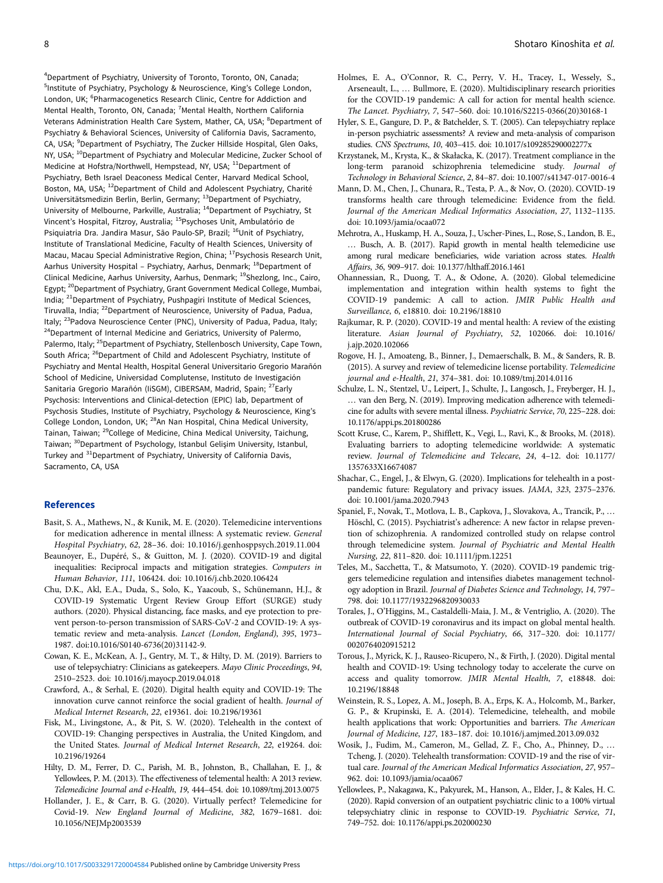[4]Department of Psychiatry, University of Toronto, Toronto, ON, Canada; [5]Institute of Psychiatry, Psychology & Neuroscience, King's College London, London, UK; [6]Pharmacogenetics Research Clinic, Centre for Addiction and Mental Health, Toronto, ON, Canada; [7]Mental Health, Northern California Veterans Administration Health Care System, Mather, CA, USA; [8]Department of Psychiatry & Behavioral Sciences, University of California Davis, Sacramento, CA, USA; [9]Department of Psychiatry, The Zucker Hillside Hospital, Glen Oaks, NY, USA; [10]Department of Psychiatry and Molecular Medicine, Zucker School of Medicine at Hofstra/Northwell, Hempstead, NY, USA; [11]Department of Psychiatry, Beth Israel Deaconess Medical Center, Harvard Medical School, Boston, MA, USA; [12]Department of Child and Adolescent Psychiatry, Charité Universitätsmedizin Berlin, Berlin, Germany; [13]Department of Psychiatry, University of Melbourne, Parkville, Australia; [14]Department of Psychiatry, St Vincent's Hospital, Fitzroy, Australia; [15]Psychoses Unit, Ambulatório de Psiquiatria Dra. Jandira Masur, São Paulo-SP, Brazil; [16]Unit of Psychiatry, Institute of Translational Medicine, Faculty of Health Sciences, University of Macau, Macau Special Administrative Region, China; [17]Psychosis Research Unit, Aarhus University Hospital – Psychiatry, Aarhus, Denmark; [18]Department of Clinical Medicine, Aarhus University, Aarhus, Denmark; [19]Shezlong, Inc., Cairo, Egypt; [20]Department of Psychiatry, Grant Government Medical College, Mumbai, India; [21]Department of Psychiatry, Pushpagiri Institute of Medical Sciences, Tiruvalla, India; [22]Department of Neuroscience, University of Padua, Padua, Italy; [23]Padova Neuroscience Center (PNC), University of Padua, Padua, Italy; [24]Department of Internal Medicine and Geriatrics, University of Palermo, Palermo, Italy; [25]Department of Psychiatry, Stellenbosch University, Cape Town, South Africa; [26]Department of Child and Adolescent Psychiatry, Institute of Psychiatry and Mental Health, Hospital General Universitario Gregorio Marañón School of Medicine, Universidad Complutense, Instituto de Investigación Sanitaria Gregorio Marañón (IiSGM), CIBERSAM, Madrid, Spain; [27]Early Psychosis: Interventions and Clinical-detection (EPIC) lab, Department of Psychosis Studies, Institute of Psychiatry, Psychology & Neuroscience, King's College London, London, UK; [28]An Nan Hospital, China Medical University, Tainan, Taiwan; [29]College of Medicine, China Medical University, Taichung, Taiwan; [30]Department of Psychology, Istanbul Gelişim University, Istanbul, Turkey and [31]Department of Psychiatry, University of California Davis, Sacramento, CA, USA

## References

Basit, S. A., Mathews, N., & Kunik, M. E. (2020). Telemedicine interventions for medication adherence in mental illness: A systematic review. *General Hospital Psychiatry*, *62*, 28–36. doi: 10.1016/j.genhosppsych.2019.11.004

Beaunoyer, E., Dupéré, S., & Guitton, M. J. (2020). COVID-19 and digital inequalities: Reciprocal impacts and mitigation strategies. *Computers in Human Behavior*, *111*, 106424. doi: 10.1016/j.chb.2020.106424

Chu, D.K., Akl, E.A., Duda, S., Solo, K., Yaacoub, S., Schünemann, H.J., & COVID-19 Systematic Urgent Review Group Effort (SURGE) study authors. (2020). Physical distancing, face masks, and eye protection to prevent person-to-person transmission of SARS-CoV-2 and COVID-19: A systematic review and meta-analysis. *Lancet (London, England)*, *395*, 1973–1987. doi:10.1016/S0140-6736(20)31142-9.

Cowan, K. E., McKean, A. J., Gentry, M. T., & Hilty, D. M. (2019). Barriers to use of telepsychiatry: Clinicians as gatekeepers. *Mayo Clinic Proceedings*, *94*, 2510–2523. doi: 10.1016/j.mayocp.2019.04.018

Crawford, A., & Serhal, E. (2020). Digital health equity and COVID-19: The innovation curve cannot reinforce the social gradient of health. *Journal of Medical Internet Research*, *22*, e19361. doi: 10.2196/19361

Fisk, M., Livingstone, A., & Pit, S. W. (2020). Telehealth in the context of COVID-19: Changing perspectives in Australia, the United Kingdom, and the United States. *Journal of Medical Internet Research*, *22*, e19264. doi: 10.2196/19264

Hilty, D. M., Ferrer, D. C., Parish, M. B., Johnston, B., Challahan, E. J., & Yellowlees, P. M. (2013). The effectiveness of telemental health: A 2013 review. *Telemedicine Journal and e-Health*, *19*, 444–454. doi: 10.1089/tmj.2013.0075

Hollander, J. E., & Carr, B. G. (2020). Virtually perfect? Telemedicine for Covid-19. *New England Journal of Medicine*, *382*, 1679–1681. doi: 10.1056/NEJMp2003539

Holmes, E. A., O'Connor, R. C., Perry, V. H., Tracey, I., Wessely, S., Arseneault, L., … Bullmore, E. (2020). Multidisciplinary research priorities for the COVID-19 pandemic: A call for action for mental health science. *The Lancet. Psychiatry*, *7*, 547–560. doi: 10.1016/S2215-0366(20)30168-1

Hyler, S. E., Gangure, D. P., & Batchelder, S. T. (2005). Can telepsychiatry replace in-person psychiatric assessments? A review and meta-analysis of comparison studies. *CNS Spectrums*, *10*, 403–415. doi: 10.1017/s109285290002277x

Krzystanek, M., Krysta, K., & Skałacka, K. (2017). Treatment compliance in the long-term paranoid schizophrenia telemedicine study. *Journal of Technology in Behavioral Science*, *2*, 84–87. doi: 10.1007/s41347-017-0016-4

Mann, D. M., Chen, J., Chunara, R., Testa, P. A., & Nov, O. (2020). COVID-19 transforms health care through telemedicine: Evidence from the field. *Journal of the American Medical Informatics Association*, *27*, 1132–1135. doi: 10.1093/jamia/ocaa072

Mehrotra, A., Huskamp, H. A., Souza, J., Uscher-Pines, L., Rose, S., Landon, B. E., … Busch, A. B. (2017). Rapid growth in mental health telemedicine use among rural medicare beneficiaries, wide variation across states. *Health Affairs*, *36*, 909–917. doi: 10.1377/hlthaff.2016.1461

Ohannessian, R., Duong, T. A., & Odone, A. (2020). Global telemedicine implementation and integration within health systems to fight the COVID-19 pandemic: A call to action. *JMIR Public Health and Surveillance*, *6*, e18810. doi: 10.2196/18810

Rajkumar, R. P. (2020). COVID-19 and mental health: A review of the existing literature. *Asian Journal of Psychiatry*, *52*, 102066. doi: 10.1016/j.ajp.2020.102066

Rogove, H. J., Amoateng, B., Binner, J., Demaerschalk, B. M., & Sanders, R. B. (2015). A survey and review of telemedicine license portability. *Telemedicine journal and e-Health*, *21*, 374–381. doi: 10.1089/tmj.2014.0116

Schulze, L. N., Stentzel, U., Leipert, J., Schulte, J., Langosch, J., Freyberger, H. J., … van den Berg, N. (2019). Improving medication adherence with telemedicine for adults with severe mental illness. *Psychiatric Service*, *70*, 225–228. doi: 10.1176/appi.ps.201800286

Scott Kruse, C., Karem, P., Shifflett, K., Vegi, L., Ravi, K., & Brooks, M. (2018). Evaluating barriers to adopting telemedicine worldwide: A systematic review. *Journal of Telemedicine and Telecare*, *24*, 4–12. doi: 10.1177/1357633X16674087

Shachar, C., Engel, J., & Elwyn, G. (2020). Implications for telehealth in a post-pandemic future: Regulatory and privacy issues. *JAMA*, *323*, 2375–2376. doi: 10.1001/jama.2020.7943

Spaniel, F., Novak, T., Motlova, L. B., Capkova, J., Slovakova, A., Trancik, P., … Höschl, C. (2015). Psychiatrist's adherence: A new factor in relapse prevention of schizophrenia. A randomized controlled study on relapse control through telemedicine system. *Journal of Psychiatric and Mental Health Nursing*, *22*, 811–820. doi: 10.1111/jpm.12251

Teles, M., Sacchetta, T., & Matsumoto, Y. (2020). COVID-19 pandemic triggers telemedicine regulation and intensifies diabetes management technology adoption in Brazil. *Journal of Diabetes Science and Technology*, *14*, 797–798. doi: 10.1177/1932296820930033

Torales, J., O'Higgins, M., Castaldelli-Maia, J. M., & Ventriglio, A. (2020). The outbreak of COVID-19 coronavirus and its impact on global mental health. *International Journal of Social Psychiatry*, *66*, 317–320. doi: 10.1177/0020764020915212

Torous, J., Myrick, K. J., Rauseo-Ricupero, N., & Firth, J. (2020). Digital mental health and COVID-19: Using technology today to accelerate the curve on access and quality tomorrow. *JMIR Mental Health*, *7*, e18848. doi: 10.2196/18848

Weinstein, R. S., Lopez, A. M., Joseph, B. A., Erps, K. A., Holcomb, M., Barker, G. P., & Krupinski, E. A. (2014). Telemedicine, telehealth, and mobile health applications that work: Opportunities and barriers. *The American Journal of Medicine*, *127*, 183–187. doi: 10.1016/j.amjmed.2013.09.032

Wosik, J., Fudim, M., Cameron, M., Gellad, Z. F., Cho, A., Phinney, D., … Tcheng, J. (2020). Telehealth transformation: COVID-19 and the rise of virtual care. *Journal of the American Medical Informatics Association*, *27*, 957–962. doi: 10.1093/jamia/ocaa067

Yellowlees, P., Nakagawa, K., Pakyurek, M., Hanson, A., Elder, J., & Kales, H. C. (2020). Rapid conversion of an outpatient psychiatric clinic to a 100% virtual telepsychiatry clinic in response to COVID-19. *Psychiatric Service*, *71*, 749–752. doi: 10.1176/appi.ps.202000230

https://doi.org/10.1017/S0033291720004584 Published online by Cambridge University Press